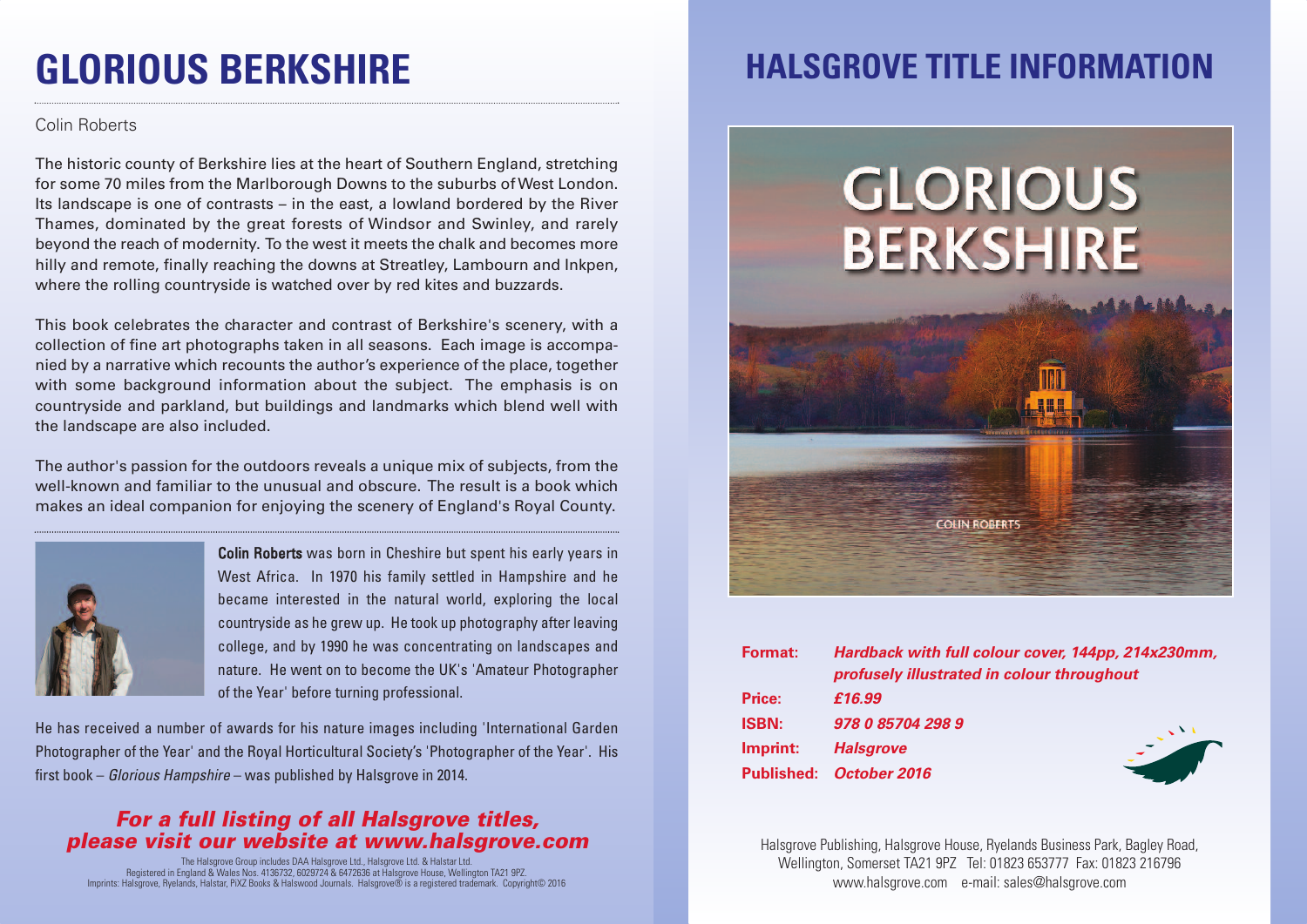# GLORIOUS BERKSHIRE

Colin Roberts

The historic county of Berkshire lies at the heart of Southern England, stretching for some 70 miles from the Marlborough Downs to the suburbs of West London. Its landscape is one of contrasts – in the east, a lowland bordered by the River Thames, dominated by the great forests of Windsor and Swinley, and rarely beyond the reach of modernity. To the west it meets the chalk and becomes more hilly and remote, finally reaching the downs at Streatley, Lambourn and Inkpen, where the rolling countryside is watched over by red kites and buzzards.

This book celebrates the character and contrast of Berkshire's scenery, with a collection of fine art photographs taken in all seasons. Each image is accompanied by a narrative which recounts the author's experience of the place, together with some background information about the subject. The emphasis is on countryside and parkland, but buildings and landmarks which blend well with the landscape are also included.

The author's passion for the outdoors reveals a unique mix of subjects, from the well-known and familiar to the unusual and obscure. The result is a book which makes an ideal companion for enjoying the scenery of England's Royal County.

**Colin Roberts** was born in Cheshire but spent his early years in West Africa. In 1970 his family settled in Hampshire and he became interested in the natural world, exploring the local countryside as he grew up. He took up photography after leaving college, and by 1990 he was concentrating on landscapes and nature. He went on to become the UK's 'Amateur Photographer of the Year' before turning professional.

He has received a number of awards for his nature images including 'International Garden Photographer of the Year' and the Royal Horticultural Society's 'Photographer of the Year'. His first book – *Glorious Hampshire* – was published by Halsgrove in 2014.

***For a full listing of all Halsgrove titles, please visit our website at www.halsgrove.com***

The Halsgrove Group includes DAA Halsgrove Ltd., Halsgrove Ltd. & Halstar Ltd.
Registered in England & Wales Nos. 4136732, 6029724 & 6472636 at Halsgrove House, Wellington TA21 9PZ.
Imprints: Halsgrove, Ryelands, Halstar, PiXZ Books & Halswood Journals. Halsgrove® is a registered trademark. Copyright© 2016

## HALSGROVE TITLE INFORMATION

GLORIOUS BERKSHIRE

COLIN ROBERTS

**Format:** ***Hardback with full colour cover, 144pp, 214x230mm, profusely illustrated in colour throughout***
**Price:** ***£16.99***
**ISBN:** ***978 0 85704 298 9***
**Imprint:** ***Halsgrove***
**Published:** ***October 2016***

Halsgrove Publishing, Halsgrove House, Ryelands Business Park, Bagley Road, Wellington, Somerset TA21 9PZ Tel: 01823 653777 Fax: 01823 216796
www.halsgrove.com e-mail: sales@halsgrove.com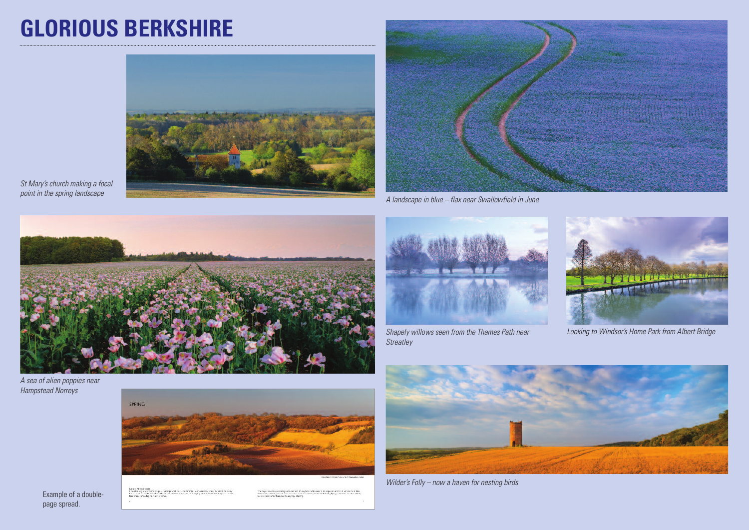# GLORIOUS BERKSHIRE

*St Mary's church making a focal point in the spring landscape*

*A landscape in blue – flax near Swallowfield in June*

*A sea of alien poppies near Hampstead Norreys*

*Shapely willows seen from the Thames Path near Streatley*

*Looking to Windsor's Home Park from Albert Bridge*

Example of a double-page spread.

*Wilder's Folly – now a haven for nesting birds*